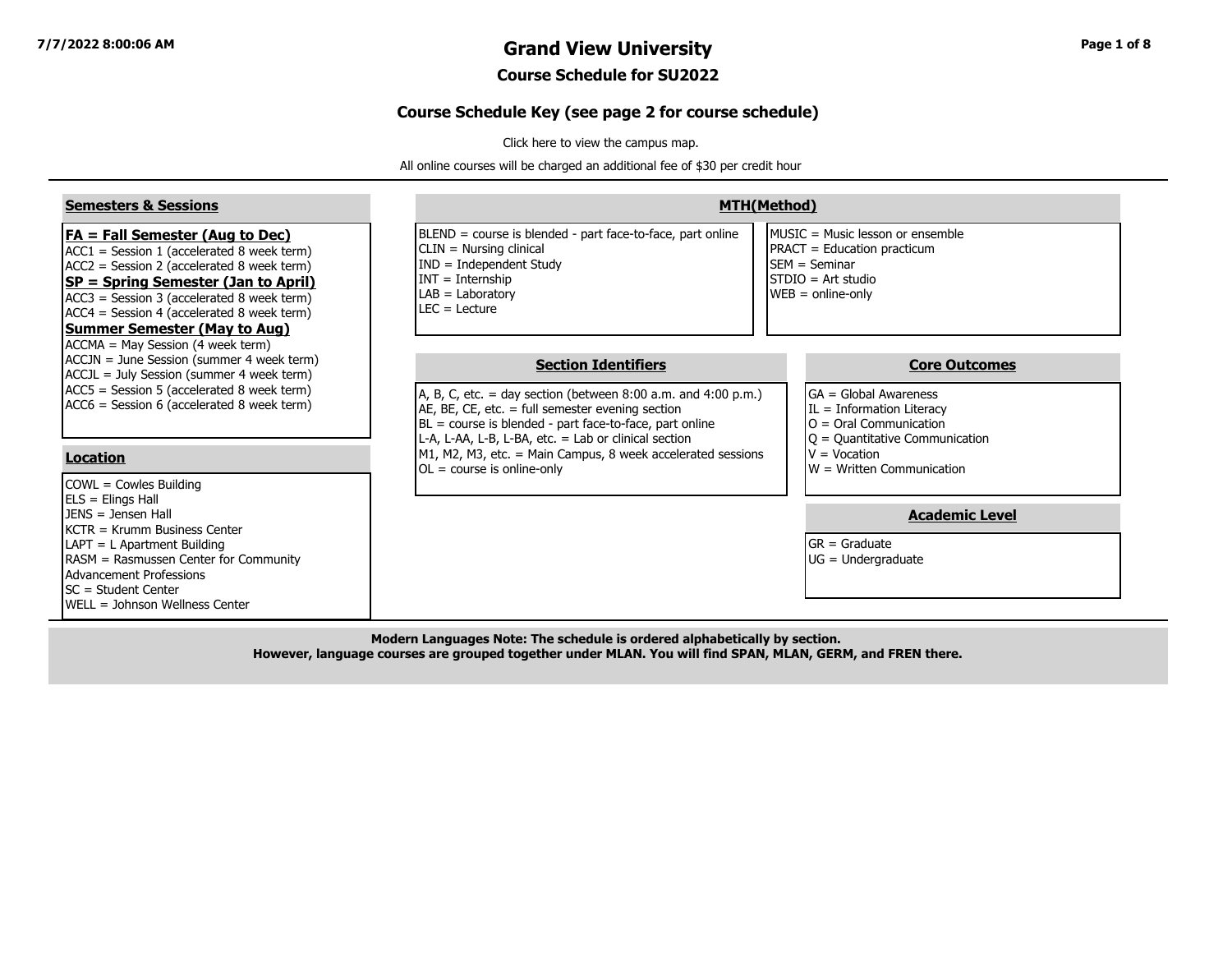# Grand View University

## Course Schedule for SU2022

### Course Schedule Key (see page 2 for course schedule)

Click here to view the campus map.

All online courses will be charged an additional fee of $30 per credit hour

## Semesters & Sessions

**FA = Fall Semester (Aug to Dec)**

- ACC1 = Session 1 (accelerated 8 week term)
- ACC2 = Session 2 (accelerated 8 week term)

**SP = Spring Semester (Jan to April)**

- ACC3 = Session 3 (accelerated 8 week term)
- ACC4 = Session 4 (accelerated 8 week term)

**Summer Semester (May to Aug)**

- ACCMA = May Session (4 week term)
- ACCJN = June Session (summer 4 week term)
- ACCJL = July Session (summer 4 week term)
- ACC5 = Session 5 (accelerated 8 week term)
- ACC6 = Session 6 (accelerated 8 week term)

## Location

- COWL = Cowles Building
- ELS = Elings Hall
- JENS = Jensen Hall
- KCTR = Krumm Business Center
- LAPT = L Apartment Building
- RASM = Rasmussen Center for Community Advancement Professions
- SC = Student Center
- WELL = Johnson Wellness Center

## MTH(Method)

- BLEND = course is blended - part face-to-face, part online
- CLIN = Nursing clinical
- IND = Independent Study
- INT = Internship
- LAB = Laboratory
- LEC = Lecture
- MUSIC = Music lesson or ensemble
- PRACT = Education practicum
- SEM = Seminar
- STDIO = Art studio
- WEB = online-only

## Section Identifiers

- A, B, C, etc. = day section (between 8:00 a.m. and 4:00 p.m.)
- AE, BE, CE, etc. = full semester evening section
- BL = course is blended - part face-to-face, part online
- L-A, L-AA, L-B, L-BA, etc. = Lab or clinical section
- M1, M2, M3, etc. = Main Campus, 8 week accelerated sessions
- OL = course is online-only

## Core Outcomes

- GA = Global Awareness
- IL = Information Literacy
- O = Oral Communication
- Q = Quantitative Communication
- V = Vocation
- W = Written Communication

## Academic Level

- GR = Graduate
- UG = Undergraduate

**Modern Languages Note: The schedule is ordered alphabetically by section.**
**However, language courses are grouped together under MLAN. You will find SPAN, MLAN, GERM, and FREN there.**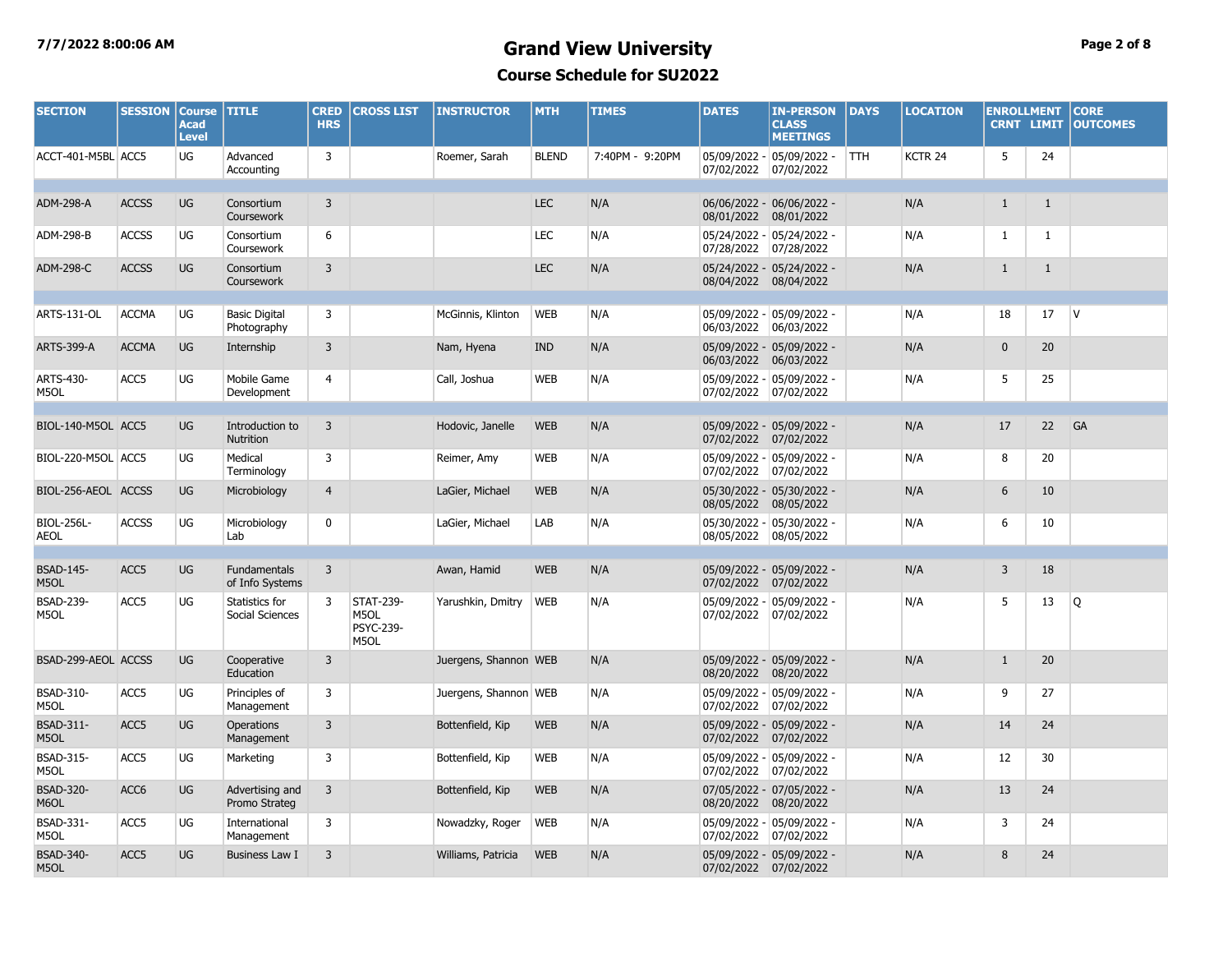# Grand View University

## Course Schedule for SU2022

| SECTION | SESSION | Course Acad Level | TITLE | CRED HRS | CROSS LIST | INSTRUCTOR | MTH | TIMES | DATES | IN-PERSON CLASS MEETINGS | DAYS | LOCATION | ENROLLMENT CRNT | ENROLLMENT LIMIT | CORE OUTCOMES |
|---|---|---|---|---|---|---|---|---|---|---|---|---|---|---|---|
| ACCT-401-M5BL | ACC5 | UG | Advanced Accounting | 3 | | Roemer, Sarah | BLEND | 7:40PM - 9:20PM | 05/09/2022 - 07/02/2022 | 05/09/2022 - 07/02/2022 | TTH | KCTR 24 | 5 | 24 | |
| ADM-298-A | ACCSS | UG | Consortium Coursework | 3 | | | LEC | N/A | 06/06/2022 - 08/01/2022 | 06/06/2022 - 08/01/2022 | | N/A | 1 | 1 | |
| ADM-298-B | ACCSS | UG | Consortium Coursework | 6 | | | LEC | N/A | 05/24/2022 - 07/28/2022 | 05/24/2022 - 07/28/2022 | | N/A | 1 | 1 | |
| ADM-298-C | ACCSS | UG | Consortium Coursework | 3 | | | LEC | N/A | 05/24/2022 - 08/04/2022 | 05/24/2022 - 08/04/2022 | | N/A | 1 | 1 | |
| ARTS-131-OL | ACCMA | UG | Basic Digital Photography | 3 | | McGinnis, Klinton | WEB | N/A | 05/09/2022 - 06/03/2022 | 05/09/2022 - 06/03/2022 | | N/A | 18 | 17 | V |
| ARTS-399-A | ACCMA | UG | Internship | 3 | | Nam, Hyena | IND | N/A | 05/09/2022 - 06/03/2022 | 05/09/2022 - 06/03/2022 | | N/A | 0 | 20 | |
| ARTS-430-M5OL | ACC5 | UG | Mobile Game Development | 4 | | Call, Joshua | WEB | N/A | 05/09/2022 - 07/02/2022 | 05/09/2022 - 07/02/2022 | | N/A | 5 | 25 | |
| BIOL-140-M5OL | ACC5 | UG | Introduction to Nutrition | 3 | | Hodovic, Janelle | WEB | N/A | 05/09/2022 - 07/02/2022 | 05/09/2022 - 07/02/2022 | | N/A | 17 | 22 | GA |
| BIOL-220-M5OL | ACC5 | UG | Medical Terminology | 3 | | Reimer, Amy | WEB | N/A | 05/09/2022 - 07/02/2022 | 05/09/2022 - 07/02/2022 | | N/A | 8 | 20 | |
| BIOL-256-AEOL | ACCSS | UG | Microbiology | 4 | | LaGier, Michael | WEB | N/A | 05/30/2022 - 08/05/2022 | 05/30/2022 - 08/05/2022 | | N/A | 6 | 10 | |
| BIOL-256L-AEOL | ACCSS | UG | Microbiology Lab | 0 | | LaGier, Michael | LAB | N/A | 05/30/2022 - 08/05/2022 | 05/30/2022 - 08/05/2022 | | N/A | 6 | 10 | |
| BSAD-145-M5OL | ACC5 | UG | Fundamentals of Info Systems | 3 | | Awan, Hamid | WEB | N/A | 05/09/2022 - 07/02/2022 | 05/09/2022 - 07/02/2022 | | N/A | 3 | 18 | |
| BSAD-239-M5OL | ACC5 | UG | Statistics for Social Sciences | 3 | STAT-239-M5OL PSYC-239-M5OL | Yarushkin, Dmitry | WEB | N/A | 05/09/2022 - 07/02/2022 | 05/09/2022 - 07/02/2022 | | N/A | 5 | 13 | Q |
| BSAD-299-AEOL | ACCSS | UG | Cooperative Education | 3 | | Juergens, Shannon | WEB | N/A | 05/09/2022 - 08/20/2022 | 05/09/2022 - 08/20/2022 | | N/A | 1 | 20 | |
| BSAD-310-M5OL | ACC5 | UG | Principles of Management | 3 | | Juergens, Shannon | WEB | N/A | 05/09/2022 - 07/02/2022 | 05/09/2022 - 07/02/2022 | | N/A | 9 | 27 | |
| BSAD-311-M5OL | ACC5 | UG | Operations Management | 3 | | Bottenfield, Kip | WEB | N/A | 05/09/2022 - 07/02/2022 | 05/09/2022 - 07/02/2022 | | N/A | 14 | 24 | |
| BSAD-315-M5OL | ACC5 | UG | Marketing | 3 | | Bottenfield, Kip | WEB | N/A | 05/09/2022 - 07/02/2022 | 05/09/2022 - 07/02/2022 | | N/A | 12 | 30 | |
| BSAD-320-M6OL | ACC6 | UG | Advertising and Promo Strateg | 3 | | Bottenfield, Kip | WEB | N/A | 07/05/2022 - 08/20/2022 | 07/05/2022 - 08/20/2022 | | N/A | 13 | 24 | |
| BSAD-331-M5OL | ACC5 | UG | International Management | 3 | | Nowadzky, Roger | WEB | N/A | 05/09/2022 - 07/02/2022 | 05/09/2022 - 07/02/2022 | | N/A | 3 | 24 | |
| BSAD-340-M5OL | ACC5 | UG | Business Law I | 3 | | Williams, Patricia | WEB | N/A | 05/09/2022 - 07/02/2022 | 05/09/2022 - 07/02/2022 | | N/A | 8 | 24 | |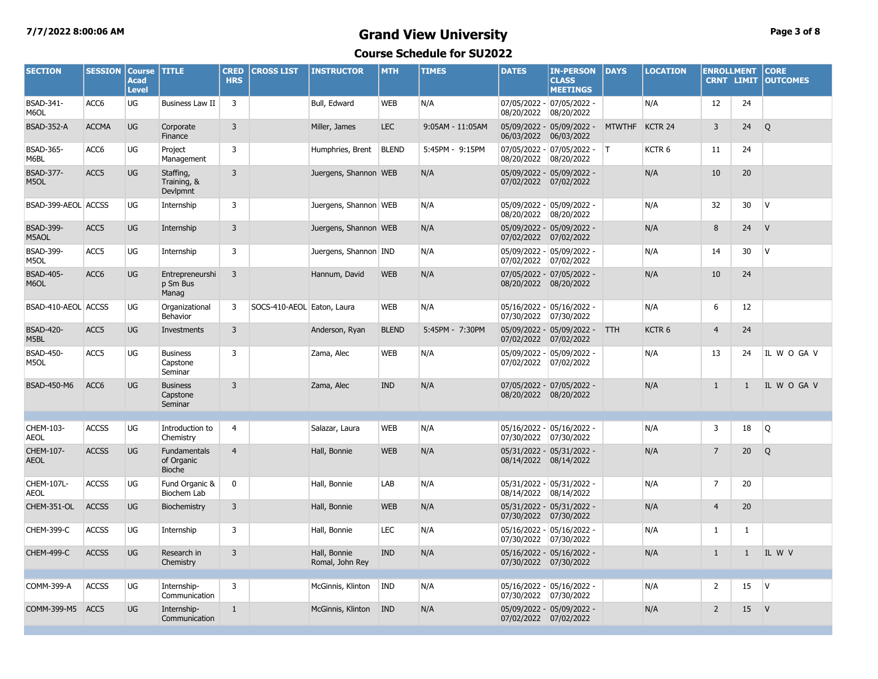# Grand View University

## Course Schedule for SU2022

| SECTION | SESSION | Course Acad Level | TITLE | CRED HRS | CROSS LIST | INSTRUCTOR | MTH | TIMES | DATES | IN-PERSON CLASS MEETINGS | DAYS | LOCATION | ENROLLMENT CRNT | LIMIT | CORE OUTCOMES |
|---|---|---|---|---|---|---|---|---|---|---|---|---|---|---|---|
| BSAD-341-M6OL | ACC6 | UG | Business Law II | 3 | | Bull, Edward | WEB | N/A | 07/05/2022 - 08/20/2022 | 07/05/2022 - 08/20/2022 | | N/A | 12 | 24 | |
| BSAD-352-A | ACCMA | UG | Corporate Finance | 3 | | Miller, James | LEC | 9:05AM - 11:05AM | 05/09/2022 - 06/03/2022 | 05/09/2022 - 06/03/2022 | MTWTHF | KCTR 24 | 3 | 24 | Q |
| BSAD-365-M6BL | ACC6 | UG | Project Management | 3 | | Humphries, Brent | BLEND | 5:45PM - 9:15PM | 07/05/2022 - 08/20/2022 | 07/05/2022 - 08/20/2022 | T | KCTR 6 | 11 | 24 | |
| BSAD-377-M5OL | ACC5 | UG | Staffing, Training, & Devlpmnt | 3 | | Juergens, Shannon | WEB | N/A | 05/09/2022 - 07/02/2022 | 05/09/2022 - 07/02/2022 | | N/A | 10 | 20 | |
| BSAD-399-AEOL | ACCSS | UG | Internship | 3 | | Juergens, Shannon | WEB | N/A | 05/09/2022 - 08/20/2022 | 05/09/2022 - 08/20/2022 | | N/A | 32 | 30 | V |
| BSAD-399-M5AOL | ACC5 | UG | Internship | 3 | | Juergens, Shannon | WEB | N/A | 05/09/2022 - 07/02/2022 | 05/09/2022 - 07/02/2022 | | N/A | 8 | 24 | V |
| BSAD-399-M5OL | ACC5 | UG | Internship | 3 | | Juergens, Shannon | IND | N/A | 05/09/2022 - 07/02/2022 | 05/09/2022 - 07/02/2022 | | N/A | 14 | 30 | V |
| BSAD-405-M6OL | ACC6 | UG | Entrepreneurship Sm Bus Manag | 3 | | Hannum, David | WEB | N/A | 07/05/2022 - 08/20/2022 | 07/05/2022 - 08/20/2022 | | N/A | 10 | 24 | |
| BSAD-410-AEOL | ACCSS | UG | Organizational Behavior | 3 | SOCS-410-AEOL | Eaton, Laura | WEB | N/A | 05/16/2022 - 07/30/2022 | 05/16/2022 - 07/30/2022 | | N/A | 6 | 12 | |
| BSAD-420-M5BL | ACC5 | UG | Investments | 3 | | Anderson, Ryan | BLEND | 5:45PM - 7:30PM | 05/09/2022 - 07/02/2022 | 05/09/2022 - 07/02/2022 | TTH | KCTR 6 | 4 | 24 | |
| BSAD-450-M5OL | ACC5 | UG | Business Capstone Seminar | 3 | | Zama, Alec | WEB | N/A | 05/09/2022 - 07/02/2022 | 05/09/2022 - 07/02/2022 | | N/A | 13 | 24 | IL W O GA V |
| BSAD-450-M6 | ACC6 | UG | Business Capstone Seminar | 3 | | Zama, Alec | IND | N/A | 07/05/2022 - 08/20/2022 | 07/05/2022 - 08/20/2022 | | N/A | 1 | 1 | IL W O GA V |
| | | | | | | | | | | | | | | | |
| CHEM-103-AEOL | ACCSS | UG | Introduction to Chemistry | 4 | | Salazar, Laura | WEB | N/A | 05/16/2022 - 07/30/2022 | 05/16/2022 - 07/30/2022 | | N/A | 3 | 18 | Q |
| CHEM-107-AEOL | ACCSS | UG | Fundamentals of Organic Bioche | 4 | | Hall, Bonnie | WEB | N/A | 05/31/2022 - 08/14/2022 | 05/31/2022 - 08/14/2022 | | N/A | 7 | 20 | Q |
| CHEM-107L-AEOL | ACCSS | UG | Fund Organic & Biochem Lab | 0 | | Hall, Bonnie | LAB | N/A | 05/31/2022 - 08/14/2022 | 05/31/2022 - 08/14/2022 | | N/A | 7 | 20 | |
| CHEM-351-OL | ACCSS | UG | Biochemistry | 3 | | Hall, Bonnie | WEB | N/A | 05/31/2022 - 07/30/2022 | 05/31/2022 - 07/30/2022 | | N/A | 4 | 20 | |
| CHEM-399-C | ACCSS | UG | Internship | 3 | | Hall, Bonnie | LEC | N/A | 05/16/2022 - 07/30/2022 | 05/16/2022 - 07/30/2022 | | N/A | 1 | 1 | |
| CHEM-499-C | ACCSS | UG | Research in Chemistry | 3 | | Hall, Bonnie Romal, John Rey | IND | N/A | 05/16/2022 - 07/30/2022 | 05/16/2022 - 07/30/2022 | | N/A | 1 | 1 | IL W V |
| | | | | | | | | | | | | | | | |
| COMM-399-A | ACCSS | UG | Internship-Communication | 3 | | McGinnis, Klinton | IND | N/A | 05/16/2022 - 07/30/2022 | 05/16/2022 - 07/30/2022 | | N/A | 2 | 15 | V |
| COMM-399-M5 | ACC5 | UG | Internship-Communication | 1 | | McGinnis, Klinton | IND | N/A | 05/09/2022 - 07/02/2022 | 05/09/2022 - 07/02/2022 | | N/A | 2 | 15 | V |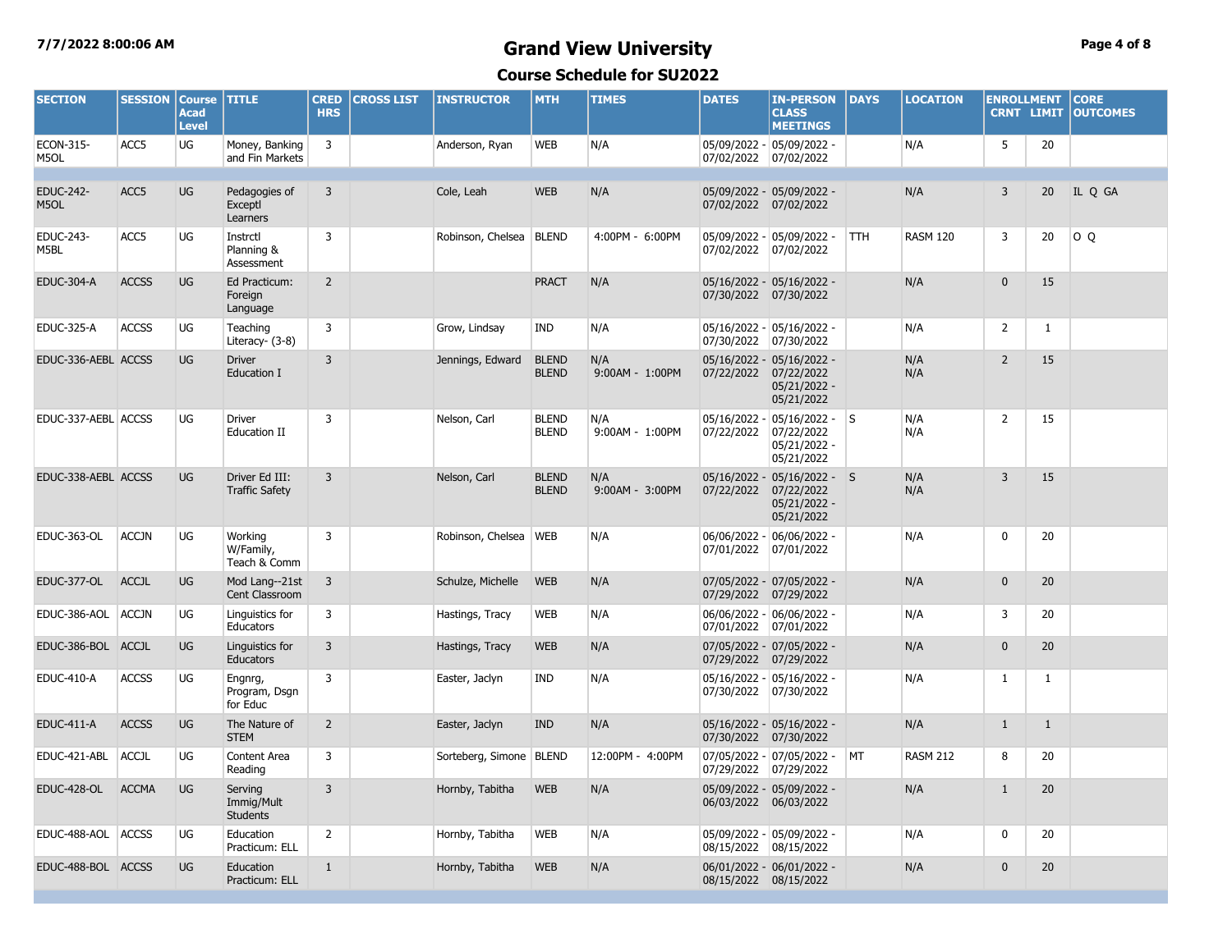# Grand View University

## Course Schedule for SU2022

| SECTION | SESSION | Course Acad Level | TITLE | CRED HRS | CROSS LIST | INSTRUCTOR | MTH | TIMES | DATES | IN-PERSON CLASS MEETINGS | DAYS | LOCATION | ENROLLMENT CRNT | ENROLLMENT LIMIT | CORE OUTCOMES |
|---|---|---|---|---|---|---|---|---|---|---|---|---|---|---|---|
| ECON-315-M5OL | ACC5 | UG | Money, Banking and Fin Markets | 3 | | Anderson, Ryan | WEB | N/A | 05/09/2022 - 07/02/2022 | 05/09/2022 - 07/02/2022 | | N/A | 5 | 20 | |
| EDUC-242-M5OL | ACC5 | UG | Pedagogies of Exceptl Learners | 3 | | Cole, Leah | WEB | N/A | 05/09/2022 - 07/02/2022 | 05/09/2022 - 07/02/2022 | | N/A | 3 | 20 | IL Q GA |
| EDUC-243-M5BL | ACC5 | UG | Instrctl Planning & Assessment | 3 | | Robinson, Chelsea | BLEND | 4:00PM - 6:00PM | 05/09/2022 - 07/02/2022 | 05/09/2022 - 07/02/2022 | TTH | RASM 120 | 3 | 20 | O Q |
| EDUC-304-A | ACCSS | UG | Ed Practicum: Foreign Language | 2 | | | PRACT | N/A | 05/16/2022 - 07/30/2022 | 05/16/2022 - 07/30/2022 | | N/A | 0 | 15 | |
| EDUC-325-A | ACCSS | UG | Teaching Literacy- (3-8) | 3 | | Grow, Lindsay | IND | N/A | 05/16/2022 - 07/30/2022 | 05/16/2022 - 07/30/2022 | | N/A | 2 | 1 | |
| EDUC-336-AEBL | ACCSS | UG | Driver Education I | 3 | | Jennings, Edward | BLEND<br>BLEND | N/A<br>9:00AM - 1:00PM | 05/16/2022 - 07/22/2022 | 05/16/2022 - 07/22/2022<br>05/21/2022 - 05/21/2022 | | N/A<br>N/A | 2 | 15 | |
| EDUC-337-AEBL | ACCSS | UG | Driver Education II | 3 | | Nelson, Carl | BLEND<br>BLEND | N/A<br>9:00AM - 1:00PM | 05/16/2022 - 07/22/2022 | 05/16/2022 - 07/22/2022<br>05/21/2022 - 05/21/2022 | S | N/A<br>N/A | 2 | 15 | |
| EDUC-338-AEBL | ACCSS | UG | Driver Ed III: Traffic Safety | 3 | | Nelson, Carl | BLEND<br>BLEND | N/A<br>9:00AM - 3:00PM | 05/16/2022 - 07/22/2022 | 05/16/2022 - 07/22/2022<br>05/21/2022 - 05/21/2022 | S | N/A<br>N/A | 3 | 15 | |
| EDUC-363-OL | ACCJN | UG | Working W/Family, Teach & Comm | 3 | | Robinson, Chelsea | WEB | N/A | 06/06/2022 - 07/01/2022 | 06/06/2022 - 07/01/2022 | | N/A | 0 | 20 | |
| EDUC-377-OL | ACCJL | UG | Mod Lang--21st Cent Classroom | 3 | | Schulze, Michelle | WEB | N/A | 07/05/2022 - 07/29/2022 | 07/05/2022 - 07/29/2022 | | N/A | 0 | 20 | |
| EDUC-386-AOL | ACCJN | UG | Linguistics for Educators | 3 | | Hastings, Tracy | WEB | N/A | 06/06/2022 - 07/01/2022 | 06/06/2022 - 07/01/2022 | | N/A | 3 | 20 | |
| EDUC-386-BOL | ACCJL | UG | Linguistics for Educators | 3 | | Hastings, Tracy | WEB | N/A | 07/05/2022 - 07/29/2022 | 07/05/2022 - 07/29/2022 | | N/A | 0 | 20 | |
| EDUC-410-A | ACCSS | UG | Engnrg, Program, Dsgn for Educ | 3 | | Easter, Jaclyn | IND | N/A | 05/16/2022 - 07/30/2022 | 05/16/2022 - 07/30/2022 | | N/A | 1 | 1 | |
| EDUC-411-A | ACCSS | UG | The Nature of STEM | 2 | | Easter, Jaclyn | IND | N/A | 05/16/2022 - 07/30/2022 | 05/16/2022 - 07/30/2022 | | N/A | 1 | 1 | |
| EDUC-421-ABL | ACCJL | UG | Content Area Reading | 3 | | Sorteberg, Simone | BLEND | 12:00PM - 4:00PM | 07/05/2022 - 07/29/2022 | 07/05/2022 - 07/29/2022 | MT | RASM 212 | 8 | 20 | |
| EDUC-428-OL | ACCMA | UG | Serving Immig/Mult Students | 3 | | Hornby, Tabitha | WEB | N/A | 05/09/2022 - 06/03/2022 | 05/09/2022 - 06/03/2022 | | N/A | 1 | 20 | |
| EDUC-488-AOL | ACCSS | UG | Education Practicum: ELL | 2 | | Hornby, Tabitha | WEB | N/A | 05/09/2022 - 08/15/2022 | 05/09/2022 - 08/15/2022 | | N/A | 0 | 20 | |
| EDUC-488-BOL | ACCSS | UG | Education Practicum: ELL | 1 | | Hornby, Tabitha | WEB | N/A | 06/01/2022 - 08/15/2022 | 06/01/2022 - 08/15/2022 | | N/A | 0 | 20 | |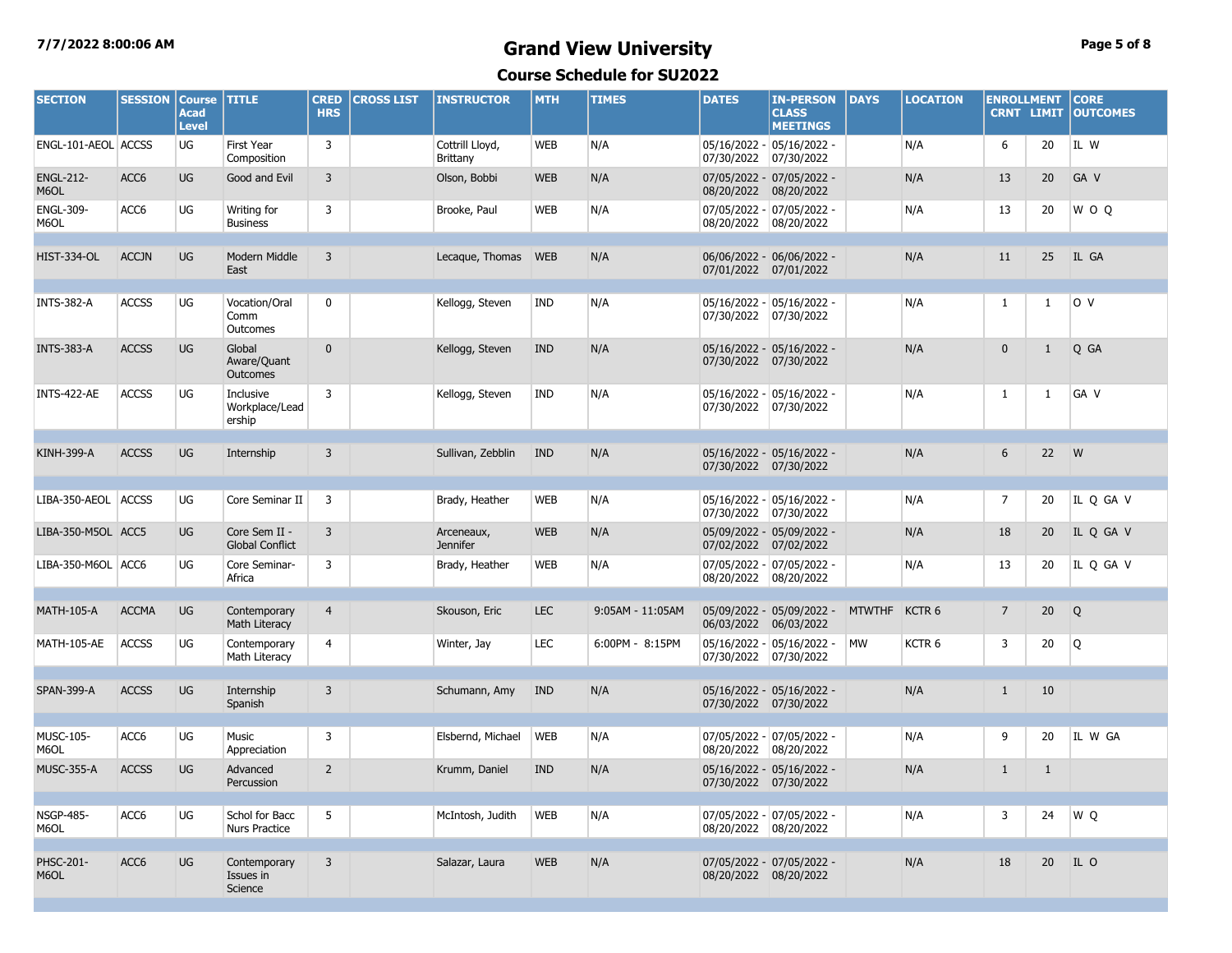# Grand View University

## Course Schedule for SU2022

| SECTION | SESSION | Course Acad Level | TITLE | CRED HRS | CROSS LIST | INSTRUCTOR | MTH | TIMES | DATES | IN-PERSON CLASS MEETINGS | DAYS | LOCATION | ENROLLMENT CRNT | LIMIT | CORE OUTCOMES |
|---|---|---|---|---|---|---|---|---|---|---|---|---|---|---|---|
| ENGL-101-AEOL | ACCSS | UG | First Year Composition | 3 | | Cottrill Lloyd, Brittany | WEB | N/A | 05/16/2022 - 07/30/2022 | 05/16/2022 - 07/30/2022 | | N/A | 6 | 20 | IL W |
| ENGL-212-M6OL | ACC6 | UG | Good and Evil | 3 | | Olson, Bobbi | WEB | N/A | 07/05/2022 - 08/20/2022 | 07/05/2022 - 08/20/2022 | | N/A | 13 | 20 | GA V |
| ENGL-309-M6OL | ACC6 | UG | Writing for Business | 3 | | Brooke, Paul | WEB | N/A | 07/05/2022 - 08/20/2022 | 07/05/2022 - 08/20/2022 | | N/A | 13 | 20 | W O Q |
| HIST-334-OL | ACCJN | UG | Modern Middle East | 3 | | Lecaque, Thomas | WEB | N/A | 06/06/2022 - 07/01/2022 | 06/06/2022 - 07/01/2022 | | N/A | 11 | 25 | IL GA |
| INTS-382-A | ACCSS | UG | Vocation/Oral Comm Outcomes | 0 | | Kellogg, Steven | IND | N/A | 05/16/2022 - 07/30/2022 | 05/16/2022 - 07/30/2022 | | N/A | 1 | 1 | O V |
| INTS-383-A | ACCSS | UG | Global Aware/Quant Outcomes | 0 | | Kellogg, Steven | IND | N/A | 05/16/2022 - 07/30/2022 | 05/16/2022 - 07/30/2022 | | N/A | 0 | 1 | Q GA |
| INTS-422-AE | ACCSS | UG | Inclusive Workplace/Leadership | 3 | | Kellogg, Steven | IND | N/A | 05/16/2022 - 07/30/2022 | 05/16/2022 - 07/30/2022 | | N/A | 1 | 1 | GA V |
| KINH-399-A | ACCSS | UG | Internship | 3 | | Sullivan, Zebblin | IND | N/A | 05/16/2022 - 07/30/2022 | 05/16/2022 - 07/30/2022 | | N/A | 6 | 22 | W |
| LIBA-350-AEOL | ACCSS | UG | Core Seminar II | 3 | | Brady, Heather | WEB | N/A | 05/16/2022 - 07/30/2022 | 05/16/2022 - 07/30/2022 | | N/A | 7 | 20 | IL Q GA V |
| LIBA-350-M5OL | ACC5 | UG | Core Sem II - Global Conflict | 3 | | Arceneaux, Jennifer | WEB | N/A | 05/09/2022 - 07/02/2022 | 05/09/2022 - 07/02/2022 | | N/A | 18 | 20 | IL Q GA V |
| LIBA-350-M6OL | ACC6 | UG | Core Seminar-Africa | 3 | | Brady, Heather | WEB | N/A | 07/05/2022 - 08/20/2022 | 07/05/2022 - 08/20/2022 | | N/A | 13 | 20 | IL Q GA V |
| MATH-105-A | ACCMA | UG | Contemporary Math Literacy | 4 | | Skouson, Eric | LEC | 9:05AM - 11:05AM | 05/09/2022 - 06/03/2022 | 05/09/2022 - 06/03/2022 | MTWTHF | KCTR 6 | 7 | 20 | Q |
| MATH-105-AE | ACCSS | UG | Contemporary Math Literacy | 4 | | Winter, Jay | LEC | 6:00PM - 8:15PM | 05/16/2022 - 07/30/2022 | 05/16/2022 - 07/30/2022 | MW | KCTR 6 | 3 | 20 | Q |
| SPAN-399-A | ACCSS | UG | Internship Spanish | 3 | | Schumann, Amy | IND | N/A | 05/16/2022 - 07/30/2022 | 05/16/2022 - 07/30/2022 | | N/A | 1 | 10 | |
| MUSC-105-M6OL | ACC6 | UG | Music Appreciation | 3 | | Elsbernd, Michael | WEB | N/A | 07/05/2022 - 08/20/2022 | 07/05/2022 - 08/20/2022 | | N/A | 9 | 20 | IL W GA |
| MUSC-355-A | ACCSS | UG | Advanced Percussion | 2 | | Krumm, Daniel | IND | N/A | 05/16/2022 - 07/30/2022 | 05/16/2022 - 07/30/2022 | | N/A | 1 | 1 | |
| NSGP-485-M6OL | ACC6 | UG | Schol for Bacc Nurs Practice | 5 | | McIntosh, Judith | WEB | N/A | 07/05/2022 - 08/20/2022 | 07/05/2022 - 08/20/2022 | | N/A | 3 | 24 | W Q |
| PHSC-201-M6OL | ACC6 | UG | Contemporary Issues in Science | 3 | | Salazar, Laura | WEB | N/A | 07/05/2022 - 08/20/2022 | 07/05/2022 - 08/20/2022 | | N/A | 18 | 20 | IL O |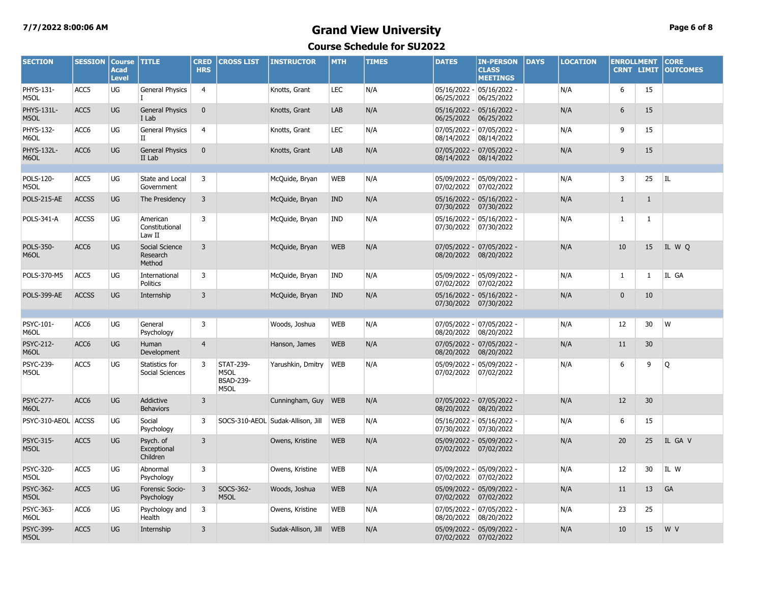# Grand View University

## Course Schedule for SU2022

| SECTION | SESSION | Course Acad Level | TITLE | CRED HRS | CROSS LIST | INSTRUCTOR | MTH | TIMES | DATES | IN-PERSON CLASS MEETINGS | DAYS | LOCATION | ENROLLMENT CRNT | LIMIT | CORE OUTCOMES |
|---|---|---|---|---|---|---|---|---|---|---|---|---|---|---|---|
| PHYS-131-M5OL | ACC5 | UG | General Physics I | 4 | | Knotts, Grant | LEC | N/A | 05/16/2022 - 06/25/2022 | 05/16/2022 - 06/25/2022 | | N/A | 6 | 15 | |
| PHYS-131L-M5OL | ACC5 | UG | General Physics I Lab | 0 | | Knotts, Grant | LAB | N/A | 05/16/2022 - 06/25/2022 | 05/16/2022 - 06/25/2022 | | N/A | 6 | 15 | |
| PHYS-132-M6OL | ACC6 | UG | General Physics II | 4 | | Knotts, Grant | LEC | N/A | 07/05/2022 - 08/14/2022 | 07/05/2022 - 08/14/2022 | | N/A | 9 | 15 | |
| PHYS-132L-M6OL | ACC6 | UG | General Physics II Lab | 0 | | Knotts, Grant | LAB | N/A | 07/05/2022 - 08/14/2022 | 07/05/2022 - 08/14/2022 | | N/A | 9 | 15 | |
| | | | | | | | | | | | | | | | |
| POLS-120-M5OL | ACC5 | UG | State and Local Government | 3 | | McQuide, Bryan | WEB | N/A | 05/09/2022 - 07/02/2022 | 05/09/2022 - 07/02/2022 | | N/A | 3 | 25 | IL |
| POLS-215-AE | ACCSS | UG | The Presidency | 3 | | McQuide, Bryan | IND | N/A | 05/16/2022 - 07/30/2022 | 05/16/2022 - 07/30/2022 | | N/A | 1 | 1 | |
| POLS-341-A | ACCSS | UG | American Constitutional Law II | 3 | | McQuide, Bryan | IND | N/A | 05/16/2022 - 07/30/2022 | 05/16/2022 - 07/30/2022 | | N/A | 1 | 1 | |
| POLS-350-M6OL | ACC6 | UG | Social Science Research Method | 3 | | McQuide, Bryan | WEB | N/A | 07/05/2022 - 08/20/2022 | 07/05/2022 - 08/20/2022 | | N/A | 10 | 15 | IL W Q |
| POLS-370-M5 | ACC5 | UG | International Politics | 3 | | McQuide, Bryan | IND | N/A | 05/09/2022 - 07/02/2022 | 05/09/2022 - 07/02/2022 | | N/A | 1 | 1 | IL GA |
| POLS-399-AE | ACCSS | UG | Internship | 3 | | McQuide, Bryan | IND | N/A | 05/16/2022 - 07/30/2022 | 05/16/2022 - 07/30/2022 | | N/A | 0 | 10 | |
| | | | | | | | | | | | | | | | |
| PSYC-101-M6OL | ACC6 | UG | General Psychology | 3 | | Woods, Joshua | WEB | N/A | 07/05/2022 - 08/20/2022 | 07/05/2022 - 08/20/2022 | | N/A | 12 | 30 | W |
| PSYC-212-M6OL | ACC6 | UG | Human Development | 4 | | Hanson, James | WEB | N/A | 07/05/2022 - 08/20/2022 | 07/05/2022 - 08/20/2022 | | N/A | 11 | 30 | |
| PSYC-239-M5OL | ACC5 | UG | Statistics for Social Sciences | 3 | STAT-239-M5OL BSAD-239-M5OL | Yarushkin, Dmitry | WEB | N/A | 05/09/2022 - 07/02/2022 | 05/09/2022 - 07/02/2022 | | N/A | 6 | 9 | Q |
| PSYC-277-M6OL | ACC6 | UG | Addictive Behaviors | 3 | | Cunningham, Guy | WEB | N/A | 07/05/2022 - 08/20/2022 | 07/05/2022 - 08/20/2022 | | N/A | 12 | 30 | |
| PSYC-310-AEOL | ACCSS | UG | Social Psychology | 3 | SOCS-310-AEOL | Sudak-Allison, Jill | WEB | N/A | 05/16/2022 - 07/30/2022 | 05/16/2022 - 07/30/2022 | | N/A | 6 | 15 | |
| PSYC-315-M5OL | ACC5 | UG | Psych. of Exceptional Children | 3 | | Owens, Kristine | WEB | N/A | 05/09/2022 - 07/02/2022 | 05/09/2022 - 07/02/2022 | | N/A | 20 | 25 | IL GA V |
| PSYC-320-M5OL | ACC5 | UG | Abnormal Psychology | 3 | | Owens, Kristine | WEB | N/A | 05/09/2022 - 07/02/2022 | 05/09/2022 - 07/02/2022 | | N/A | 12 | 30 | IL W |
| PSYC-362-M5OL | ACC5 | UG | Forensic Socio-Psychology | 3 | SOCS-362-M5OL | Woods, Joshua | WEB | N/A | 05/09/2022 - 07/02/2022 | 05/09/2022 - 07/02/2022 | | N/A | 11 | 13 | GA |
| PSYC-363-M6OL | ACC6 | UG | Psychology and Health | 3 | | Owens, Kristine | WEB | N/A | 07/05/2022 - 08/20/2022 | 07/05/2022 - 08/20/2022 | | N/A | 23 | 25 | |
| PSYC-399-M5OL | ACC5 | UG | Internship | 3 | | Sudak-Allison, Jill | WEB | N/A | 05/09/2022 - 07/02/2022 | 05/09/2022 - 07/02/2022 | | N/A | 10 | 15 | W V |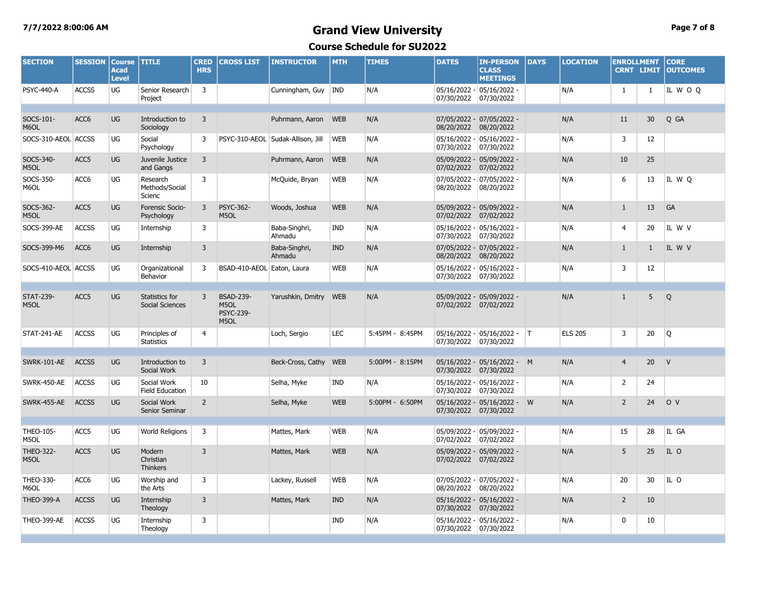# Grand View University

## Course Schedule for SU2022

| SECTION | SESSION | Course Acad Level | TITLE | CRED HRS | CROSS LIST | INSTRUCTOR | MTH | TIMES | DATES | IN-PERSON CLASS MEETINGS | DAYS | LOCATION | ENROLLMENT CRNT | LIMIT | CORE OUTCOMES |
|---|---|---|---|---|---|---|---|---|---|---|---|---|---|---|---|
| PSYC-440-A | ACCSS | UG | Senior Research Project | 3 | | Cunningham, Guy | IND | N/A | 05/16/2022 - 07/30/2022 | 05/16/2022 - 07/30/2022 | | N/A | 1 | 1 | IL W O Q |
| | | | | | | | | | | | | | | | |
| SOCS-101-M6OL | ACC6 | UG | Introduction to Sociology | 3 | | Puhrmann, Aaron | WEB | N/A | 07/05/2022 - 08/20/2022 | 07/05/2022 - 08/20/2022 | | N/A | 11 | 30 | Q GA |
| SOCS-310-AEOL | ACCSS | UG | Social Psychology | 3 | PSYC-310-AEOL | Sudak-Allison, Jill | WEB | N/A | 05/16/2022 - 07/30/2022 | 05/16/2022 - 07/30/2022 | | N/A | 3 | 12 | |
| SOCS-340-M5OL | ACC5 | UG | Juvenile Justice and Gangs | 3 | | Puhrmann, Aaron | WEB | N/A | 05/09/2022 - 07/02/2022 | 05/09/2022 - 07/02/2022 | | N/A | 10 | 25 | |
| SOCS-350-M6OL | ACC6 | UG | Research Methods/Social Scienc | 3 | | McQuide, Bryan | WEB | N/A | 07/05/2022 - 08/20/2022 | 07/05/2022 - 08/20/2022 | | N/A | 6 | 13 | IL W Q |
| SOCS-362-M5OL | ACC5 | UG | Forensic Socio-Psychology | 3 | PSYC-362-M5OL | Woods, Joshua | WEB | N/A | 05/09/2022 - 07/02/2022 | 05/09/2022 - 07/02/2022 | | N/A | 1 | 13 | GA |
| SOCS-399-AE | ACCSS | UG | Internship | 3 | | Baba-Singhri, Ahmadu | IND | N/A | 05/16/2022 - 07/30/2022 | 05/16/2022 - 07/30/2022 | | N/A | 4 | 20 | IL W V |
| SOCS-399-M6 | ACC6 | UG | Internship | 3 | | Baba-Singhri, Ahmadu | IND | N/A | 07/05/2022 - 08/20/2022 | 07/05/2022 - 08/20/2022 | | N/A | 1 | 1 | IL W V |
| SOCS-410-AEOL | ACCSS | UG | Organizational Behavior | 3 | BSAD-410-AEOL | Eaton, Laura | WEB | N/A | 05/16/2022 - 07/30/2022 | 05/16/2022 - 07/30/2022 | | N/A | 3 | 12 | |
| | | | | | | | | | | | | | | | |
| STAT-239-M5OL | ACC5 | UG | Statistics for Social Sciences | 3 | BSAD-239-M5OL PSYC-239-M5OL | Yarushkin, Dmitry | WEB | N/A | 05/09/2022 - 07/02/2022 | 05/09/2022 - 07/02/2022 | | N/A | 1 | 5 | Q |
| STAT-241-AE | ACCSS | UG | Principles of Statistics | 4 | | Loch, Sergio | LEC | 5:45PM - 8:45PM | 05/16/2022 - 07/30/2022 | 05/16/2022 - 07/30/2022 | T | ELS 205 | 3 | 20 | Q |
| | | | | | | | | | | | | | | | |
| SWRK-101-AE | ACCSS | UG | Introduction to Social Work | 3 | | Beck-Cross, Cathy | WEB | 5:00PM - 8:15PM | 05/16/2022 - 07/30/2022 | 05/16/2022 - 07/30/2022 | M | N/A | 4 | 20 | V |
| SWRK-450-AE | ACCSS | UG | Social Work Field Education | 10 | | Selha, Myke | IND | N/A | 05/16/2022 - 07/30/2022 | 05/16/2022 - 07/30/2022 | | N/A | 2 | 24 | |
| SWRK-455-AE | ACCSS | UG | Social Work Senior Seminar | 2 | | Selha, Myke | WEB | 5:00PM - 6:50PM | 05/16/2022 - 07/30/2022 | 05/16/2022 - 07/30/2022 | W | N/A | 2 | 24 | O V |
| | | | | | | | | | | | | | | | |
| THEO-105-M5OL | ACC5 | UG | World Religions | 3 | | Mattes, Mark | WEB | N/A | 05/09/2022 - 07/02/2022 | 05/09/2022 - 07/02/2022 | | N/A | 15 | 28 | IL GA |
| THEO-322-M5OL | ACC5 | UG | Modern Christian Thinkers | 3 | | Mattes, Mark | WEB | N/A | 05/09/2022 - 07/02/2022 | 05/09/2022 - 07/02/2022 | | N/A | 5 | 25 | IL O |
| THEO-330-M6OL | ACC6 | UG | Worship and the Arts | 3 | | Lackey, Russell | WEB | N/A | 07/05/2022 - 08/20/2022 | 07/05/2022 - 08/20/2022 | | N/A | 20 | 30 | IL O |
| THEO-399-A | ACCSS | UG | Internship Theology | 3 | | Mattes, Mark | IND | N/A | 05/16/2022 - 07/30/2022 | 05/16/2022 - 07/30/2022 | | N/A | 2 | 10 | |
| THEO-399-AE | ACCSS | UG | Internship Theology | 3 | | | IND | N/A | 05/16/2022 - 07/30/2022 | 05/16/2022 - 07/30/2022 | | N/A | 0 | 10 | |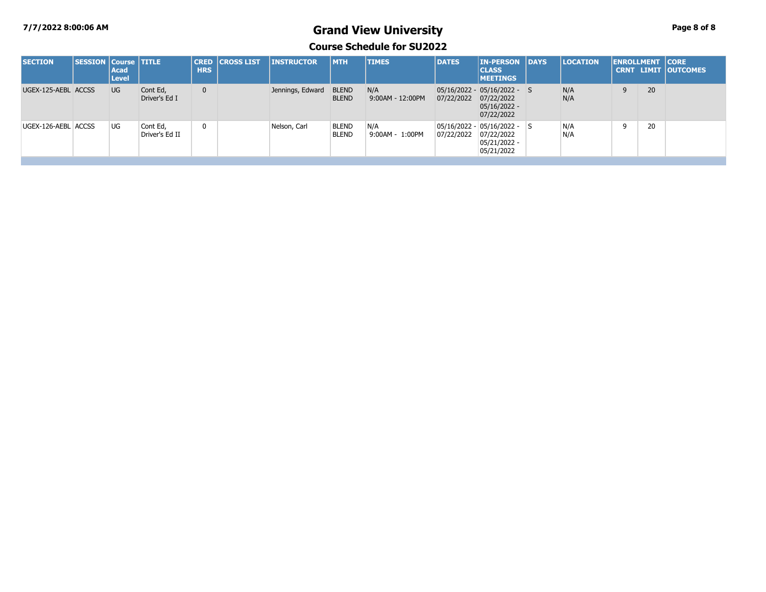# Grand View University

## Course Schedule for SU2022

| SECTION | SESSION | Course Acad Level | TITLE | CRED HRS | CROSS LIST | INSTRUCTOR | MTH | TIMES | DATES | IN-PERSON CLASS MEETINGS | DAYS | LOCATION | ENROLLMENT CRNT | LIMIT | CORE OUTCOMES |
|---|---|---|---|---|---|---|---|---|---|---|---|---|---|---|---|
| UGEX-125-AEBL | ACCSS | UG | Cont Ed, Driver's Ed I | 0 | | Jennings, Edward | BLEND BLEND | N/A 9:00AM - 12:00PM | 05/16/2022 - 07/22/2022 | 05/16/2022 - 07/22/2022 05/16/2022 - 07/22/2022 | S | N/A N/A | 9 | 20 | |
| UGEX-126-AEBL | ACCSS | UG | Cont Ed, Driver's Ed II | 0 | | Nelson, Carl | BLEND BLEND | N/A 9:00AM - 1:00PM | 05/16/2022 - 07/22/2022 | 05/16/2022 - 07/22/2022 05/21/2022 - 05/21/2022 | S | N/A N/A | 9 | 20 | |